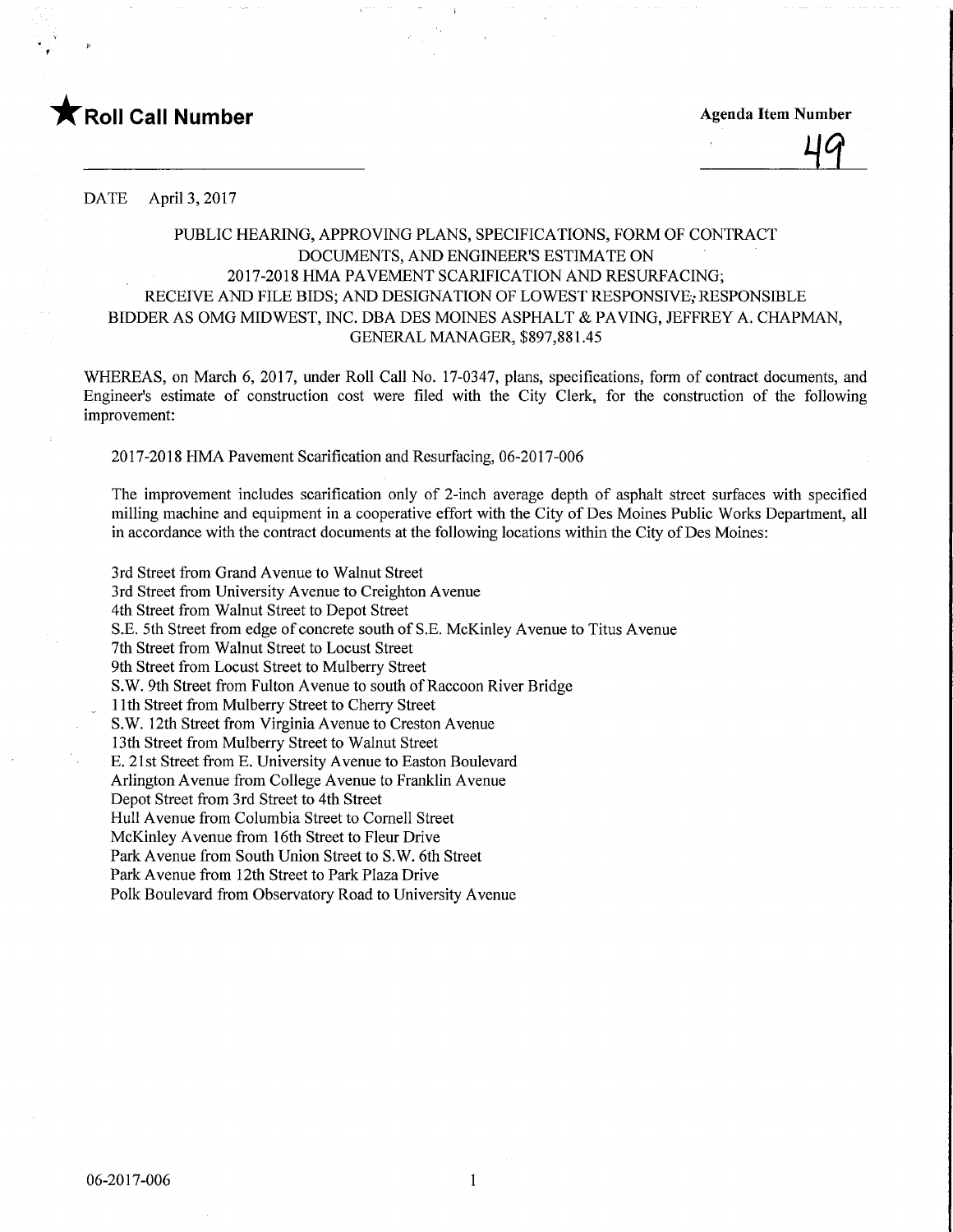**★Roll Call Number**

**Agenda Item Number**

49

DATE April 3, 2017

PUBLIC HEARING, APPROVING PLANS, SPECIFICATIONS, FORM OF CONTRACT DOCUMENTS, AND ENGINEER'S ESTIMATE ON 2017-2018 HMA PAVEMENT SCARIFICATION AND RESURFACING; RECEIVE AND FILE BIDS; AND DESIGNATION OF LOWEST RESPONSIVE, RESPONSIBLE BIDDER AS OMG MIDWEST, INC. DBA DES MOINES ASPHALT & PAVING, JEFFREY A. CHAPMAN, GENERAL MANAGER, $897,881.45

WHEREAS, on March 6, 2017, under Roll Call No. 17-0347, plans, specifications, form of contract documents, and Engineer's estimate of construction cost were filed with the City Clerk, for the construction of the following improvement:

2017-2018 HMA Pavement Scarification and Resurfacing, 06-2017-006

The improvement includes scarification only of 2-inch average depth of asphalt street surfaces with specified milling machine and equipment in a cooperative effort with the City of Des Moines Public Works Department, all in accordance with the contract documents at the following locations within the City of Des Moines:

3rd Street from Grand Avenue to Walnut Street
3rd Street from University Avenue to Creighton Avenue
4th Street from Walnut Street to Depot Street
S.E. 5th Street from edge of concrete south of S.E. McKinley Avenue to Titus Avenue
7th Street from Walnut Street to Locust Street
9th Street from Locust Street to Mulberry Street
S.W. 9th Street from Fulton Avenue to south of Raccoon River Bridge
11th Street from Mulberry Street to Cherry Street
S.W. 12th Street from Virginia Avenue to Creston Avenue
13th Street from Mulberry Street to Walnut Street
E. 21st Street from E. University Avenue to Easton Boulevard
Arlington Avenue from College Avenue to Franklin Avenue
Depot Street from 3rd Street to 4th Street
Hull Avenue from Columbia Street to Cornell Street
McKinley Avenue from 16th Street to Fleur Drive
Park Avenue from South Union Street to S.W. 6th Street
Park Avenue from 12th Street to Park Plaza Drive
Polk Boulevard from Observatory Road to University Avenue

06-2017-006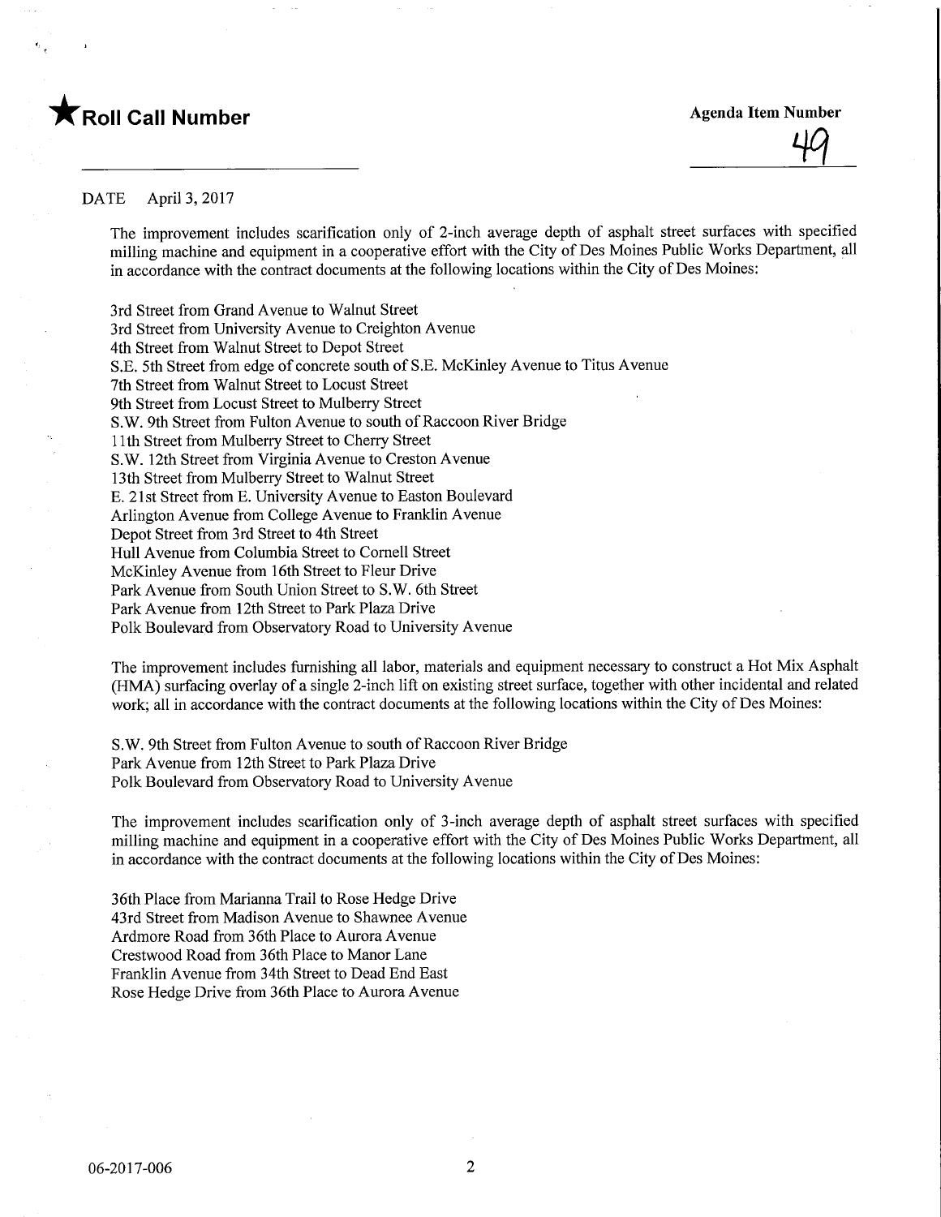★**Roll Call Number**

**Agenda Item Number**

49

DATE April 3, 2017

The improvement includes scarification only of 2-inch average depth of asphalt street surfaces with specified milling machine and equipment in a cooperative effort with the City of Des Moines Public Works Department, all in accordance with the contract documents at the following locations within the City of Des Moines:

3rd Street from Grand Avenue to Walnut Street
3rd Street from University Avenue to Creighton Avenue
4th Street from Walnut Street to Depot Street
S.E. 5th Street from edge of concrete south of S.E. McKinley Avenue to Titus Avenue
7th Street from Walnut Street to Locust Street
9th Street from Locust Street to Mulberry Street
S.W. 9th Street from Fulton Avenue to south of Raccoon River Bridge
11th Street from Mulberry Street to Cherry Street
S.W. 12th Street from Virginia Avenue to Creston Avenue
13th Street from Mulberry Street to Walnut Street
E. 21st Street from E. University Avenue to Easton Boulevard
Arlington Avenue from College Avenue to Franklin Avenue
Depot Street from 3rd Street to 4th Street
Hull Avenue from Columbia Street to Cornell Street
McKinley Avenue from 16th Street to Fleur Drive
Park Avenue from South Union Street to S.W. 6th Street
Park Avenue from 12th Street to Park Plaza Drive
Polk Boulevard from Observatory Road to University Avenue

The improvement includes furnishing all labor, materials and equipment necessary to construct a Hot Mix Asphalt (HMA) surfacing overlay of a single 2-inch lift on existing street surface, together with other incidental and related work; all in accordance with the contract documents at the following locations within the City of Des Moines:

S.W. 9th Street from Fulton Avenue to south of Raccoon River Bridge
Park Avenue from 12th Street to Park Plaza Drive
Polk Boulevard from Observatory Road to University Avenue

The improvement includes scarification only of 3-inch average depth of asphalt street surfaces with specified milling machine and equipment in a cooperative effort with the City of Des Moines Public Works Department, all in accordance with the contract documents at the following locations within the City of Des Moines:

36th Place from Marianna Trail to Rose Hedge Drive
43rd Street from Madison Avenue to Shawnee Avenue
Ardmore Road from 36th Place to Aurora Avenue
Crestwood Road from 36th Place to Manor Lane
Franklin Avenue from 34th Street to Dead End East
Rose Hedge Drive from 36th Place to Aurora Avenue

06-2017-006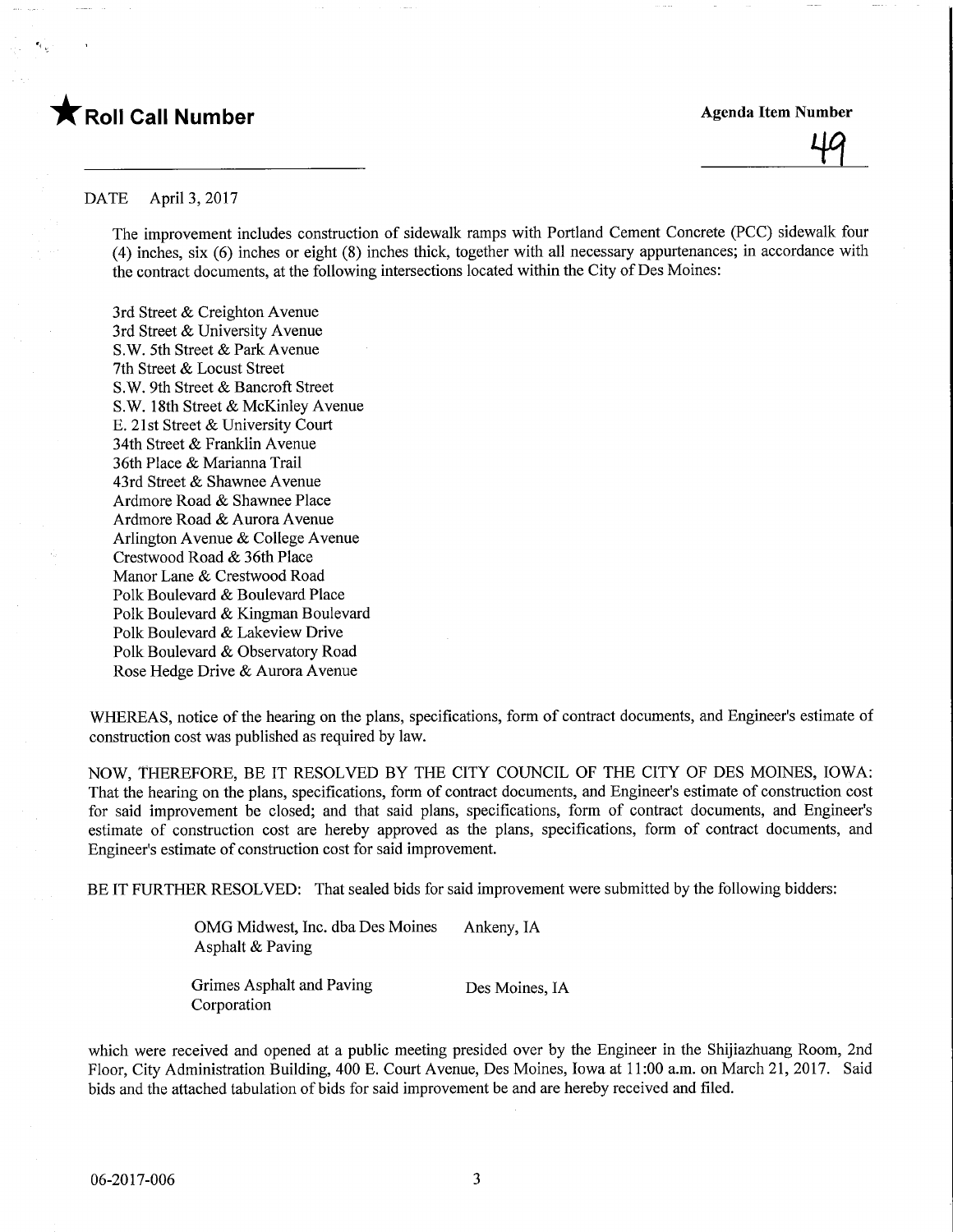★ **Roll Call Number**

**Agenda Item Number**

49

DATE April 3, 2017

The improvement includes construction of sidewalk ramps with Portland Cement Concrete (PCC) sidewalk four (4) inches, six (6) inches or eight (8) inches thick, together with all necessary appurtenances; in accordance with the contract documents, at the following intersections located within the City of Des Moines:

3rd Street & Creighton Avenue
3rd Street & University Avenue
S.W. 5th Street & Park Avenue
7th Street & Locust Street
S.W. 9th Street & Bancroft Street
S.W. 18th Street & McKinley Avenue
E. 21st Street & University Court
34th Street & Franklin Avenue
36th Place & Marianna Trail
43rd Street & Shawnee Avenue
Ardmore Road & Shawnee Place
Ardmore Road & Aurora Avenue
Arlington Avenue & College Avenue
Crestwood Road & 36th Place
Manor Lane & Crestwood Road
Polk Boulevard & Boulevard Place
Polk Boulevard & Kingman Boulevard
Polk Boulevard & Lakeview Drive
Polk Boulevard & Observatory Road
Rose Hedge Drive & Aurora Avenue

WHEREAS, notice of the hearing on the plans, specifications, form of contract documents, and Engineer's estimate of construction cost was published as required by law.

NOW, THEREFORE, BE IT RESOLVED BY THE CITY COUNCIL OF THE CITY OF DES MOINES, IOWA: That the hearing on the plans, specifications, form of contract documents, and Engineer's estimate of construction cost for said improvement be closed; and that said plans, specifications, form of contract documents, and Engineer's estimate of construction cost are hereby approved as the plans, specifications, form of contract documents, and Engineer's estimate of construction cost for said improvement.

BE IT FURTHER RESOLVED: That sealed bids for said improvement were submitted by the following bidders:

| | |
|---|---|
| OMG Midwest, Inc. dba Des Moines Asphalt & Paving | Ankeny, IA |
| Grimes Asphalt and Paving Corporation | Des Moines, IA |

which were received and opened at a public meeting presided over by the Engineer in the Shijiazhuang Room, 2nd Floor, City Administration Building, 400 E. Court Avenue, Des Moines, Iowa at 11:00 a.m. on March 21, 2017. Said bids and the attached tabulation of bids for said improvement be and are hereby received and filed.

06-2017-006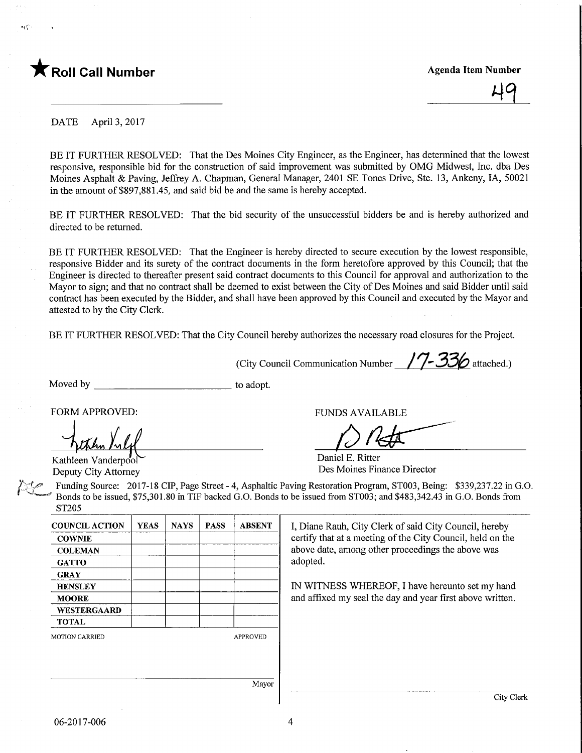★ **Roll Call Number**

**Agenda Item Number**

49

DATE April 3, 2017

BE IT FURTHER RESOLVED: That the Des Moines City Engineer, as the Engineer, has determined that the lowest responsive, responsible bid for the construction of said improvement was submitted by OMG Midwest, Inc. dba Des Moines Asphalt & Paving, Jeffrey A. Chapman, General Manager, 2401 SE Tones Drive, Ste. 13, Ankeny, IA, 50021 in the amount of $897,881.45, and said bid be and the same is hereby accepted.

BE IT FURTHER RESOLVED: That the bid security of the unsuccessful bidders be and is hereby authorized and directed to be returned.

BE IT FURTHER RESOLVED: That the Engineer is hereby directed to secure execution by the lowest responsible, responsive Bidder and its surety of the contract documents in the form heretofore approved by this Council; that the Engineer is directed to thereafter present said contract documents to this Council for approval and authorization to the Mayor to sign; and that no contract shall be deemed to exist between the City of Des Moines and said Bidder until said contract has been executed by the Bidder, and shall have been approved by this Council and executed by the Mayor and attested to by the City Clerk.

BE IT FURTHER RESOLVED: That the City Council hereby authorizes the necessary road closures for the Project.

(City Council Communication Number 17-336 attached.)

Moved by ______________________ to adopt.

FORM APPROVED:

Kathleen Vanderpool
Deputy City Attorney

FUNDS AVAILABLE

Daniel E. Ritter
Des Moines Finance Director

Funding Source: 2017-18 CIP, Page Street - 4, Asphaltic Paving Restoration Program, ST003, Being: $339,237.22 in G.O. Bonds to be issued, $75,301.80 in TIF backed G.O. Bonds to be issued from ST003; and $483,342.43 in G.O. Bonds from ST205

| COUNCIL ACTION | YEAS | NAYS | PASS | ABSENT |
|---|---|---|---|---|
| COWNIE | | | | |
| COLEMAN | | | | |
| GATTO | | | | |
| GRAY | | | | |
| HENSLEY | | | | |
| MOORE | | | | |
| WESTERGAARD | | | | |
| TOTAL | | | | |

MOTION CARRIED APPROVED

Mayor

I, Diane Rauh, City Clerk of said City Council, hereby certify that at a meeting of the City Council, held on the above date, among other proceedings the above was adopted.

IN WITNESS WHEREOF, I have hereunto set my hand and affixed my seal the day and year first above written.

City Clerk

06-2017-006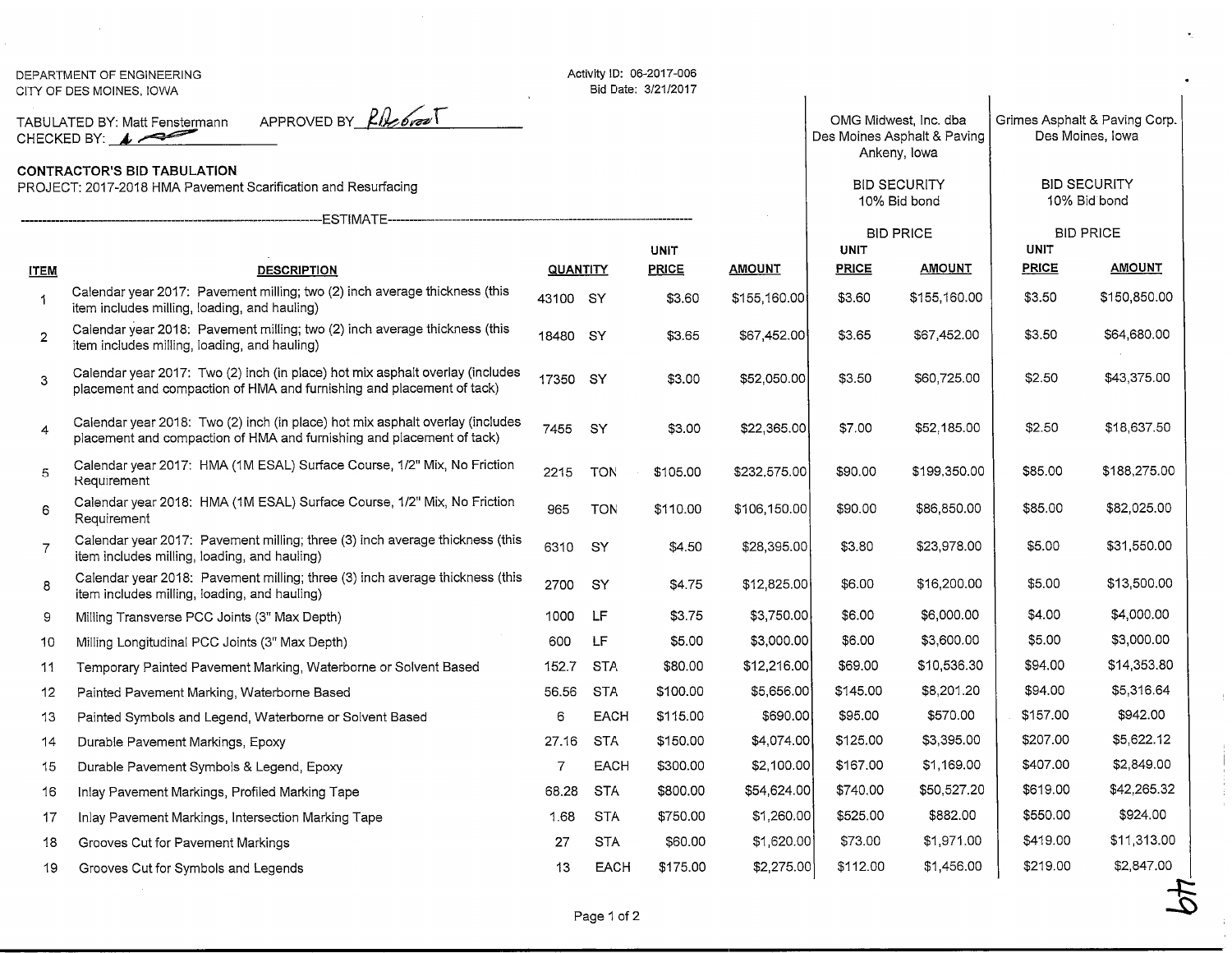DEPARTMENT OF ENGINEERING
CITY OF DES MOINES, IOWA

Activity ID: 06-2017-006
Bid Date: 3/21/2017

TABULATED BY: Matt Fenstermann APPROVED BY _______
CHECKED BY: _______

**CONTRACTOR'S BID TABULATION**
PROJECT: 2017-2018 HMA Pavement Scarification and Resurfacing

| | | ESTIMATE | | | | OMG Midwest, Inc. dba Des Moines Asphalt & Paving Ankeny, Iowa | | Grimes Asphalt & Paving Corp. Des Moines, Iowa | |
|---|---|---|---|---|---|---|---|---|---|
| | | | | | | BID SECURITY 10% Bid bond | | BID SECURITY 10% Bid bond | |
| | | | | | | BID PRICE | | BID PRICE | |
| **ITEM** | **DESCRIPTION** | **QUANTITY** | | **UNIT PRICE** | **AMOUNT** | **UNIT PRICE** | **AMOUNT** | **UNIT PRICE** | **AMOUNT** |
| 1 | Calendar year 2017: Pavement milling; two (2) inch average thickness (this item includes milling, loading, and hauling) | 43100 | SY | $3.60 | $155,160.00 | $3.60 | $155,160.00 | $3.50 | $150,850.00 |
| 2 | Calendar year 2018: Pavement milling; two (2) inch average thickness (this item includes milling, loading, and hauling) | 18480 | SY | $3.65 | $67,452.00 | $3.65 | $67,452.00 | $3.50 | $64,680.00 |
| 3 | Calendar year 2017: Two (2) inch (in place) hot mix asphalt overlay (includes placement and compaction of HMA and furnishing and placement of tack) | 17350 | SY | $3.00 | $52,050.00 | $3.50 | $60,725.00 | $2.50 | $43,375.00 |
| 4 | Calendar year 2018: Two (2) inch (in place) hot mix asphalt overlay (includes placement and compaction of HMA and furnishing and placement of tack) | 7455 | SY | $3.00 | $22,365.00 | $7.00 | $52,185.00 | $2.50 | $18,637.50 |
| 5 | Calendar year 2017: HMA (1M ESAL) Surface Course, 1/2" Mix, No Friction Requirement | 2215 | TON | $105.00 | $232,575.00 | $90.00 | $199,350.00 | $85.00 | $188,275.00 |
| 6 | Calendar year 2018: HMA (1M ESAL) Surface Course, 1/2" Mix, No Friction Requirement | 965 | TON | $110.00 | $106,150.00 | $90.00 | $86,850.00 | $85.00 | $82,025.00 |
| 7 | Calendar year 2017: Pavement milling; three (3) inch average thickness (this item includes milling, loading, and hauling) | 6310 | SY | $4.50 | $28,395.00 | $3.80 | $23,978.00 | $5.00 | $31,550.00 |
| 8 | Calendar year 2018: Pavement milling; three (3) inch average thickness (this item includes milling, loading, and hauling) | 2700 | SY | $4.75 | $12,825.00 | $6.00 | $16,200.00 | $5.00 | $13,500.00 |
| 9 | Milling Transverse PCC Joints (3" Max Depth) | 1000 | LF | $3.75 | $3,750.00 | $6.00 | $6,000.00 | $4.00 | $4,000.00 |
| 10 | Milling Longitudinal PCC Joints (3" Max Depth) | 600 | LF | $5.00 | $3,000.00 | $6.00 | $3,600.00 | $5.00 | $3,000.00 |
| 11 | Temporary Painted Pavement Marking, Waterborne or Solvent Based | 152.7 | STA | $80.00 | $12,216.00 | $69.00 | $10,536.30 | $94.00 | $14,353.80 |
| 12 | Painted Pavement Marking, Waterborne Based | 56.56 | STA | $100.00 | $5,656.00 | $145.00 | $8,201.20 | $94.00 | $5,316.64 |
| 13 | Painted Symbols and Legend, Waterborne or Solvent Based | 6 | EACH | $115.00 | $690.00 | $95.00 | $570.00 | $157.00 | $942.00 |
| 14 | Durable Pavement Markings, Epoxy | 27.16 | STA | $150.00 | $4,074.00 | $125.00 | $3,395.00 | $207.00 | $5,622.12 |
| 15 | Durable Pavement Symbols & Legend, Epoxy | 7 | EACH | $300.00 | $2,100.00 | $167.00 | $1,169.00 | $407.00 | $2,849.00 |
| 16 | Inlay Pavement Markings, Profiled Marking Tape | 68.28 | STA | $800.00 | $54,624.00 | $740.00 | $50,527.20 | $619.00 | $42,265.32 |
| 17 | Inlay Pavement Markings, Intersection Marking Tape | 1.68 | STA | $750.00 | $1,260.00 | $525.00 | $882.00 | $550.00 | $924.00 |
| 18 | Grooves Cut for Pavement Markings | 27 | STA | $60.00 | $1,620.00 | $73.00 | $1,971.00 | $419.00 | $11,313.00 |
| 19 | Grooves Cut for Symbols and Legends | 13 | EACH | $175.00 | $2,275.00 | $112.00 | $1,456.00 | $219.00 | $2,847.00 |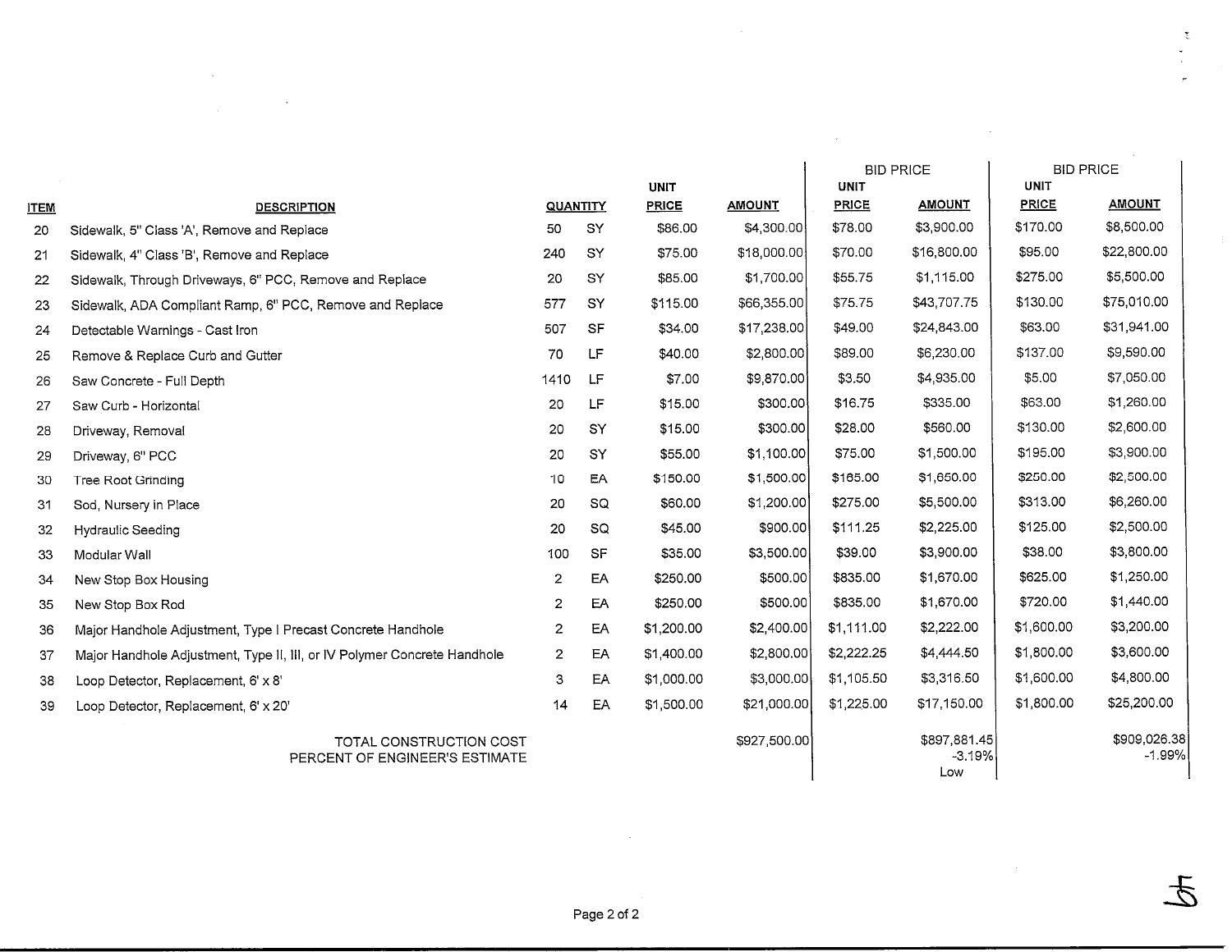| ITEM | DESCRIPTION | QUANTITY | | UNIT PRICE | AMOUNT | BID PRICE UNIT PRICE | AMOUNT | BID PRICE UNIT PRICE | AMOUNT |
|---|---|---|---|---|---|---|---|---|---|
| 20 | Sidewalk, 5" Class 'A', Remove and Replace | 50 | SY | $86.00 | $4,300.00 | $78.00 | $3,900.00 | $170.00 | $8,500.00 |
| 21 | Sidewalk, 4" Class 'B', Remove and Replace | 240 | SY | $75.00 | $18,000.00 | $70.00 | $16,800.00 | $95.00 | $22,800.00 |
| 22 | Sidewalk, Through Driveways, 6" PCC, Remove and Replace | 20 | SY | $85.00 | $1,700.00 | $55.75 | $1,115.00 | $275.00 | $5,500.00 |
| 23 | Sidewalk, ADA Compliant Ramp, 6" PCC, Remove and Replace | 577 | SY | $115.00 | $66,355.00 | $75.75 | $43,707.75 | $130.00 | $75,010.00 |
| 24 | Detectable Warnings - Cast Iron | 507 | SF | $34.00 | $17,238.00 | $49.00 | $24,843.00 | $63.00 | $31,941.00 |
| 25 | Remove & Replace Curb and Gutter | 70 | LF | $40.00 | $2,800.00 | $89.00 | $6,230.00 | $137.00 | $9,590.00 |
| 26 | Saw Concrete - Full Depth | 1410 | LF | $7.00 | $9,870.00 | $3.50 | $4,935.00 | $5.00 | $7,050.00 |
| 27 | Saw Curb - Horizontal | 20 | LF | $15.00 | $300.00 | $16.75 | $335.00 | $63.00 | $1,260.00 |
| 28 | Driveway, Removal | 20 | SY | $15.00 | $300.00 | $28.00 | $560.00 | $130.00 | $2,600.00 |
| 29 | Driveway, 6" PCC | 20 | SY | $55.00 | $1,100.00 | $75.00 | $1,500.00 | $195.00 | $3,900.00 |
| 30 | Tree Root Grinding | 10 | EA | $150.00 | $1,500.00 | $165.00 | $1,650.00 | $250.00 | $2,500.00 |
| 31 | Sod, Nursery in Place | 20 | SQ | $60.00 | $1,200.00 | $275.00 | $5,500.00 | $313.00 | $6,260.00 |
| 32 | Hydraulic Seeding | 20 | SQ | $45.00 | $900.00 | $111.25 | $2,225.00 | $125.00 | $2,500.00 |
| 33 | Modular Wall | 100 | SF | $35.00 | $3,500.00 | $39.00 | $3,900.00 | $38.00 | $3,800.00 |
| 34 | New Stop Box Housing | 2 | EA | $250.00 | $500.00 | $835.00 | $1,670.00 | $625.00 | $1,250.00 |
| 35 | New Stop Box Rod | 2 | EA | $250.00 | $500.00 | $835.00 | $1,670.00 | $720.00 | $1,440.00 |
| 36 | Major Handhole Adjustment, Type I Precast Concrete Handhole | 2 | EA | $1,200.00 | $2,400.00 | $1,111.00 | $2,222.00 | $1,600.00 | $3,200.00 |
| 37 | Major Handhole Adjustment, Type II, III, or IV Polymer Concrete Handhole | 2 | EA | $1,400.00 | $2,800.00 | $2,222.25 | $4,444.50 | $1,800.00 | $3,600.00 |
| 38 | Loop Detector, Replacement, 6' x 8' | 3 | EA | $1,000.00 | $3,000.00 | $1,105.50 | $3,316.50 | $1,600.00 | $4,800.00 |
| 39 | Loop Detector, Replacement, 6' x 20' | 14 | EA | $1,500.00 | $21,000.00 | $1,225.00 | $17,150.00 | $1,800.00 | $25,200.00 |
| | TOTAL CONSTRUCTION COST | | | | $927,500.00 | | $897,881.45 | | $909,026.38 |
| | PERCENT OF ENGINEER'S ESTIMATE | | | | | | -3.19% Low | | -1.99% |